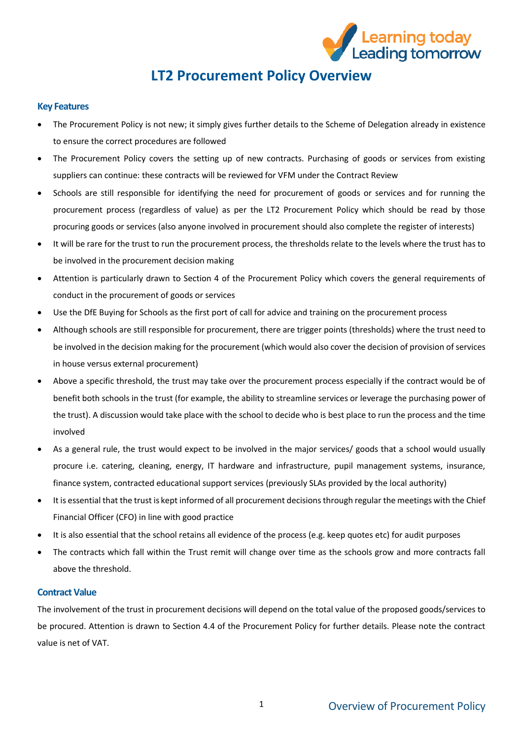# LT2 Procurement Policy Overview

## Key Features

- The Procurement Policy is not new; it simply gives further details to the Scheme of Delegation already in existence to ensure the correct procedures are followed
- The Procurement Policy covers the setting up of new contracts. Purchasing of goods or services from existing suppliers can continue: these contracts will be reviewed for VFM under the Contract Review
- Schools are still responsible for identifying the need for procurement of goods or services and for running the procurement process (regardless of value) as per the LT2 Procurement Policy which should be read by those procuring goods or services (also anyone involved in procurement should also complete the register of interests)
- It will be rare for the trust to run the procurement process, the thresholds relate to the levels where the trust has to be involved in the procurement decision making
- Attention is particularly drawn to Section 4 of the Procurement Policy which covers the general requirements of conduct in the procurement of goods or services
- Use the DfE Buying for Schools as the first port of call for advice and training on the procurement process
- Although schools are still responsible for procurement, there are trigger points (thresholds) where the trust need to be involved in the decision making for the procurement (which would also cover the decision of provision of services in house versus external procurement)
- Above a specific threshold, the trust may take over the procurement process especially if the contract would be of benefit both schools in the trust (for example, the ability to streamline services or leverage the purchasing power of the trust). A discussion would take place with the school to decide who is best place to run the process and the time involved
- As a general rule, the trust would expect to be involved in the major services/ goods that a school would usually procure i.e. catering, cleaning, energy, IT hardware and infrastructure, pupil management systems, insurance, finance system, contracted educational support services (previously SLAs provided by the local authority)
- It is essential that the trust is kept informed of all procurement decisions through regular the meetings with the Chief Financial Officer (CFO) in line with good practice
- It is also essential that the school retains all evidence of the process (e.g. keep quotes etc) for audit purposes
- The contracts which fall within the Trust remit will change over time as the schools grow and more contracts fall above the threshold.

## Contract Value

The involvement of the trust in procurement decisions will depend on the total value of the proposed goods/services to be procured. Attention is drawn to Section 4.4 of the Procurement Policy for further details. Please note the contract value is net of VAT.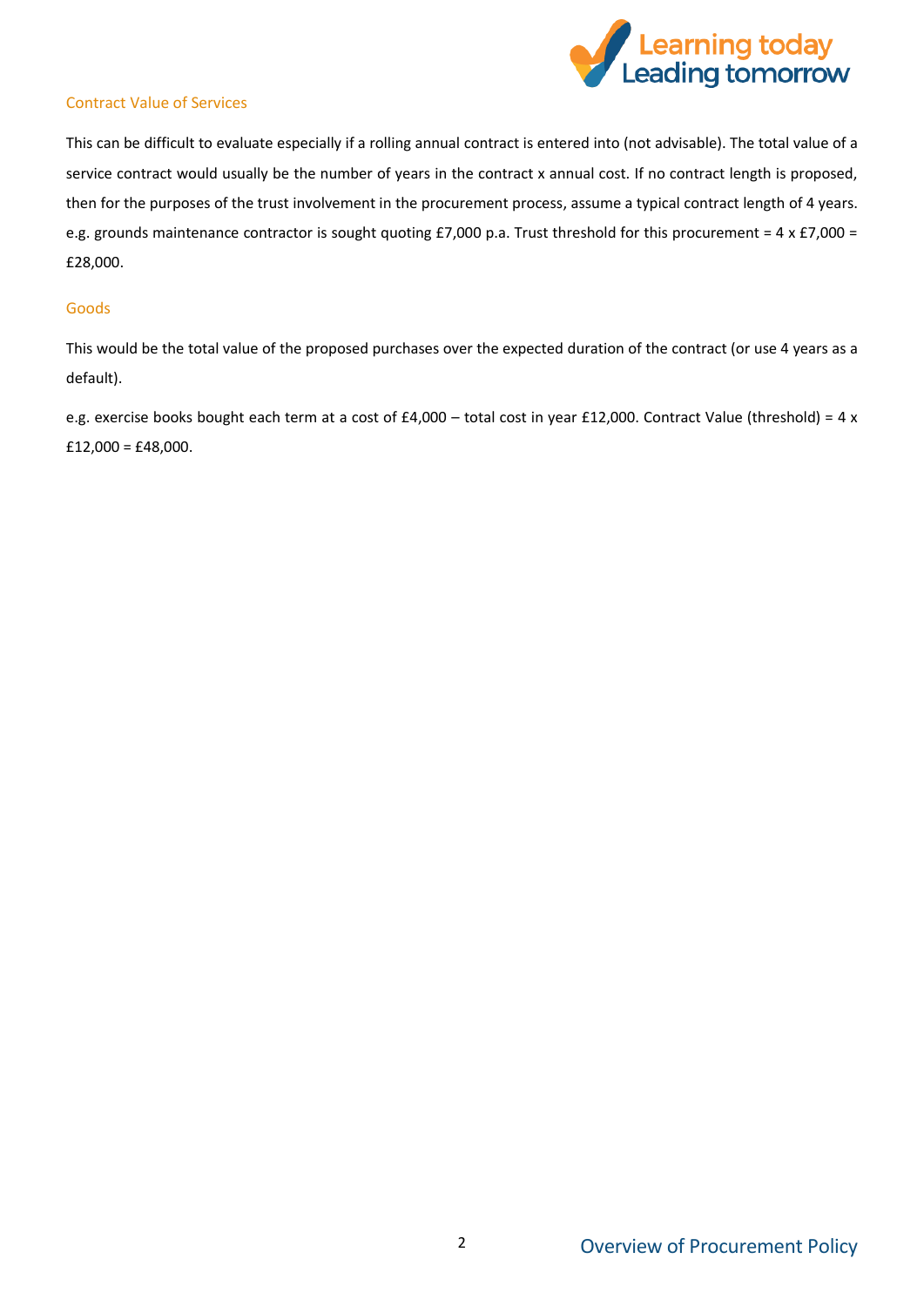### Contract Value of Services

This can be difficult to evaluate especially if a rolling annual contract is entered into (not advisable). The total value of a service contract would usually be the number of years in the contract x annual cost. If no contract length is proposed, then for the purposes of the trust involvement in the procurement process, assume a typical contract length of 4 years. e.g. grounds maintenance contractor is sought quoting £7,000 p.a. Trust threshold for this procurement = 4 x £7,000 = £28,000.

### Goods

This would be the total value of the proposed purchases over the expected duration of the contract (or use 4 years as a default).

e.g. exercise books bought each term at a cost of £4,000 – total cost in year £12,000. Contract Value (threshold) = 4 x £12,000 = £48,000.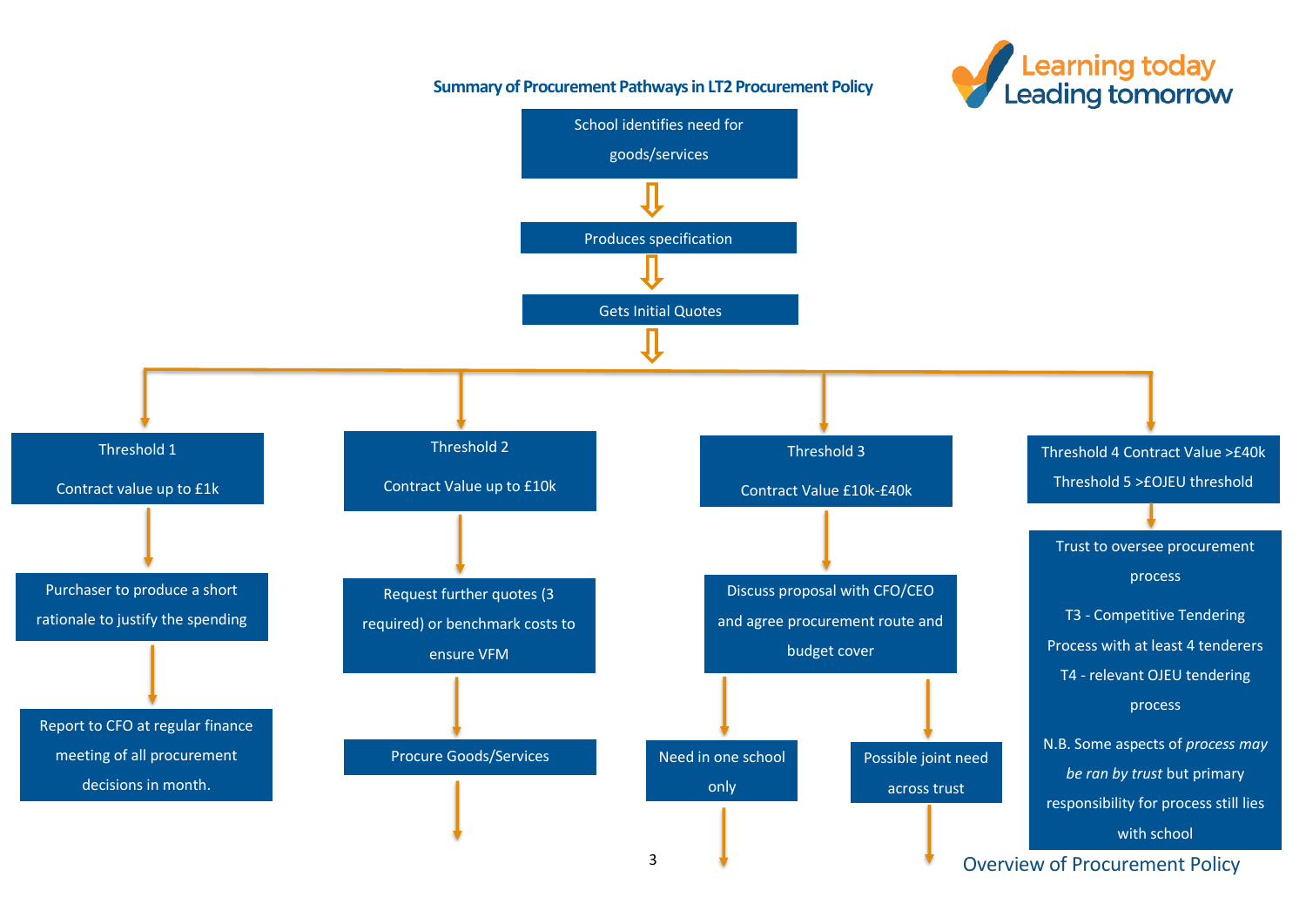## Summary of Procurement Pathways in LT2 Procurement Policy

Learning today Leading tomorrow

School identifies need for goods/services

↓

Produces specification

↓

Gets Initial Quotes

↓

**Threshold 1**

Contract value up to £1k

→ Purchaser to produce a short rationale to justify the spending

→ Report to CFO at regular finance meeting of all procurement decisions in month.

**Threshold 2**

Contract Value up to £10k

→ Request further quotes (3 required) or benchmark costs to ensure VFM

→ Procure Goods/Services

**Threshold 3**

Contract Value £10k-£40k

→ Discuss proposal with CFO/CEO and agree procurement route and budget cover

- → Need in one school only
- → Possible joint need across trust

**Threshold 4 Contract Value >£40k**

**Threshold 5 >£OJEU threshold**

→ Trust to oversee procurement process

T3 - Competitive Tendering Process with at least 4 tenderers

T4 - relevant OJEU tendering process

N.B. Some aspects of *process may be ran by trust* but primary responsibility for process still lies with school

Overview of Procurement Policy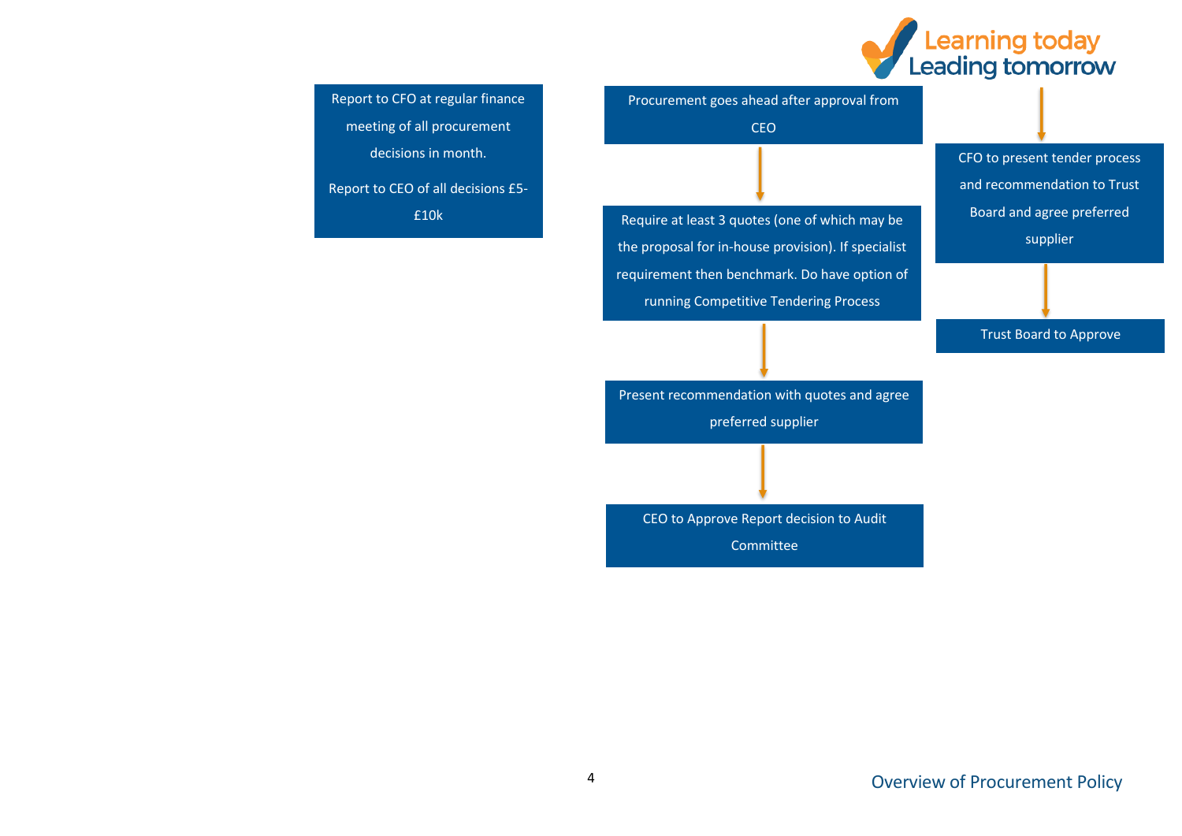Report to CFO at regular finance meeting of all procurement decisions in month.

Report to CEO of all decisions £5-£10k

Procurement goes ahead after approval from CEO

Require at least 3 quotes (one of which may be the proposal for in-house provision). If specialist requirement then benchmark. Do have option of running Competitive Tendering Process

Present recommendation with quotes and agree preferred supplier

CEO to Approve Report decision to Audit Committee

CFO to present tender process and recommendation to Trust Board and agree preferred supplier

Trust Board to Approve